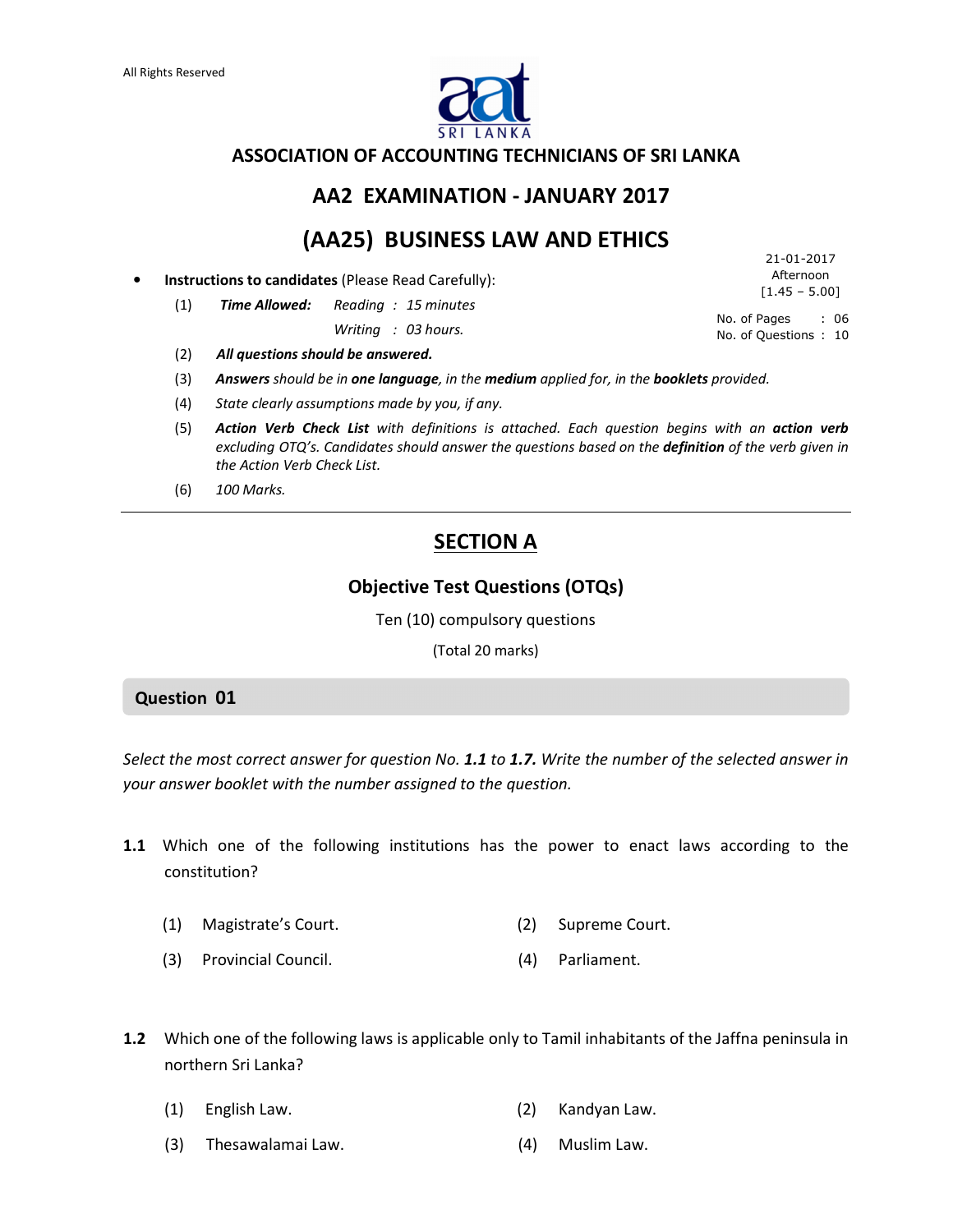All Rights Reserved

# ASSOCIATION OF ACCOUNTING TECHNICIANS OF SRI LANKA

## AA2 EXAMINATION - JANUARY 2017

## (AA25) BUSINESS LAW AND ETHICS

21-01-2017
Afternoon
[1.45 – 5.00]

No. of Pages : 06
No. of Questions : 10

- **Instructions to candidates** (Please Read Carefully):
  1. ***Time Allowed:*** *Reading : 15 minutes*
     *Writing : 03 hours.*
  2. ***All questions should be answered.***
  3. ***Answers** should be in **one language**, in the **medium** applied for, in the **booklets** provided.*
  4. *State clearly assumptions made by you, if any.*
  5. ***Action Verb Check List** with definitions is attached. Each question begins with an **action verb** excluding OTQ's. Candidates should answer the questions based on the **definition** of the verb given in the Action Verb Check List.*
  6. *100 Marks.*

---

## SECTION A

### Objective Test Questions (OTQs)

Ten (10) compulsory questions

(Total 20 marks)

### Question 01

*Select the most correct answer for question No. **1.1** to **1.7.** Write the number of the selected answer in your answer booklet with the number assigned to the question.*

**1.1** Which one of the following institutions has the power to enact laws according to the constitution?

(1) Magistrate's Court.
(2) Supreme Court.
(3) Provincial Council.
(4) Parliament.

**1.2** Which one of the following laws is applicable only to Tamil inhabitants of the Jaffna peninsula in northern Sri Lanka?

(1) English Law.
(2) Kandyan Law.
(3) Thesawalamai Law.
(4) Muslim Law.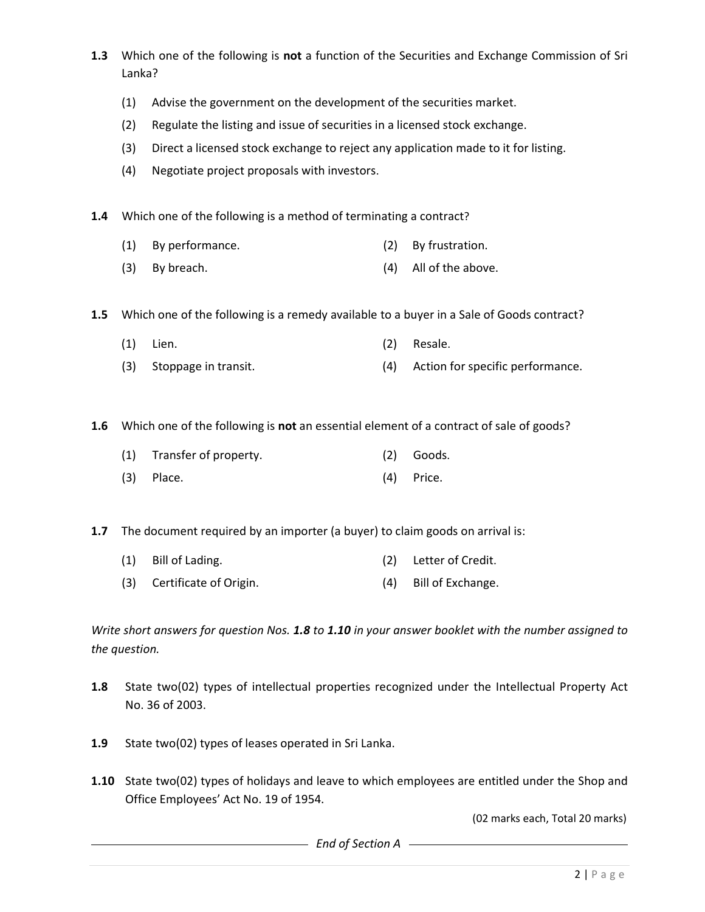**1.3** Which one of the following is **not** a function of the Securities and Exchange Commission of Sri Lanka?

(1) Advise the government on the development of the securities market.

(2) Regulate the listing and issue of securities in a licensed stock exchange.

(3) Direct a licensed stock exchange to reject any application made to it for listing.

(4) Negotiate project proposals with investors.

**1.4** Which one of the following is a method of terminating a contract?

(1) By performance.

(2) By frustration.

(3) By breach.

(4) All of the above.

**1.5** Which one of the following is a remedy available to a buyer in a Sale of Goods contract?

(1) Lien.

(2) Resale.

(3) Stoppage in transit.

(4) Action for specific performance.

**1.6** Which one of the following is **not** an essential element of a contract of sale of goods?

(1) Transfer of property.

(2) Goods.

(3) Place.

(4) Price.

**1.7** The document required by an importer (a buyer) to claim goods on arrival is:

(1) Bill of Lading.

(2) Letter of Credit.

(3) Certificate of Origin.

(4) Bill of Exchange.

*Write short answers for question Nos.* ***1.8*** *to* ***1.10*** *in your answer booklet with the number assigned to the question.*

**1.8** State two(02) types of intellectual properties recognized under the Intellectual Property Act No. 36 of 2003.

**1.9** State two(02) types of leases operated in Sri Lanka.

**1.10** State two(02) types of holidays and leave to which employees are entitled under the Shop and Office Employees' Act No. 19 of 1954.

(02 marks each, Total 20 marks)

*End of Section A*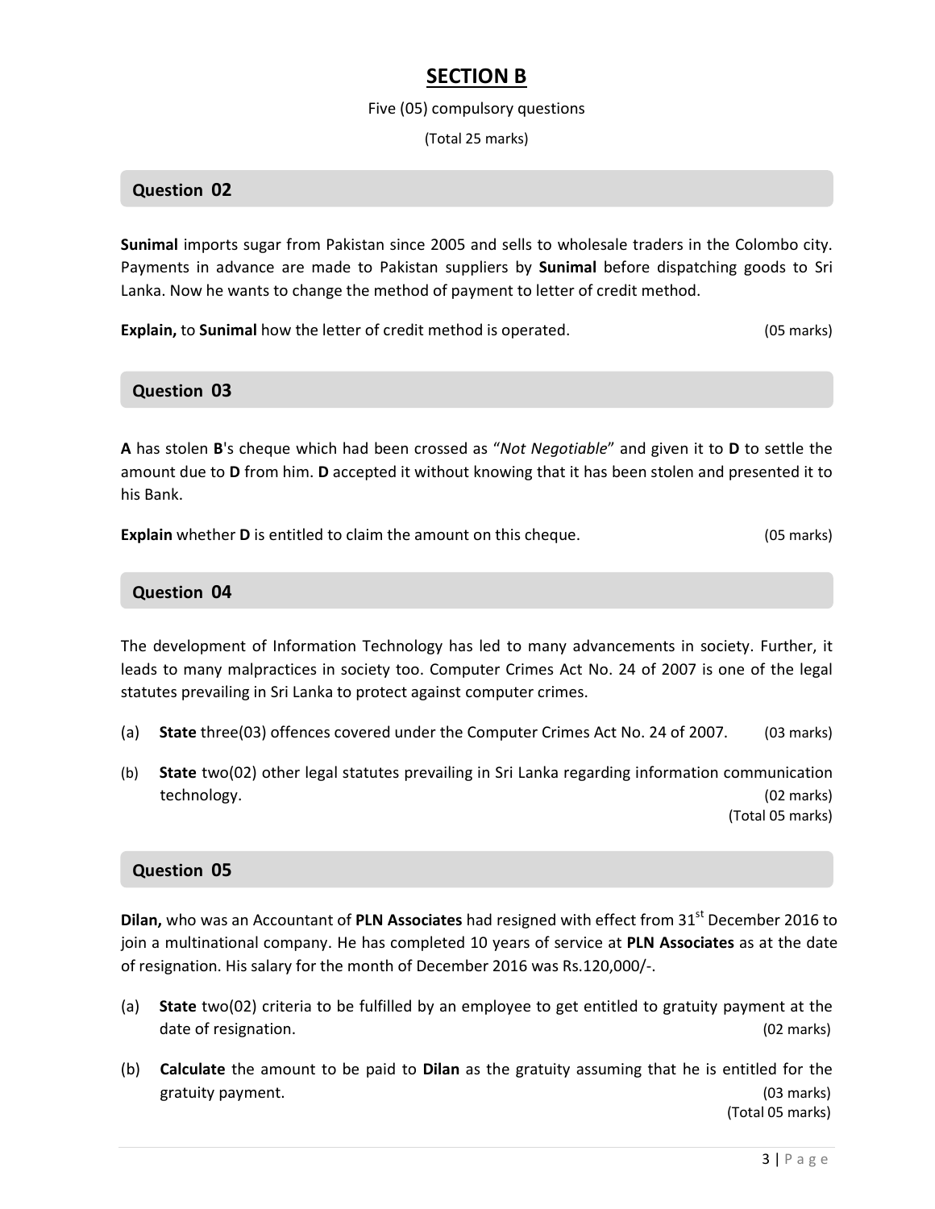# SECTION B

Five (05) compulsory questions

(Total 25 marks)

## Question 02

**Sunimal** imports sugar from Pakistan since 2005 and sells to wholesale traders in the Colombo city. Payments in advance are made to Pakistan suppliers by **Sunimal** before dispatching goods to Sri Lanka. Now he wants to change the method of payment to letter of credit method.

**Explain,** to **Sunimal** how the letter of credit method is operated. (05 marks)

## Question 03

**A** has stolen **B**'s cheque which had been crossed as "*Not Negotiable*" and given it to **D** to settle the amount due to **D** from him. **D** accepted it without knowing that it has been stolen and presented it to his Bank.

**Explain** whether **D** is entitled to claim the amount on this cheque. (05 marks)

## Question 04

The development of Information Technology has led to many advancements in society. Further, it leads to many malpractices in society too. Computer Crimes Act No. 24 of 2007 is one of the legal statutes prevailing in Sri Lanka to protect against computer crimes.

(a) **State** three(03) offences covered under the Computer Crimes Act No. 24 of 2007. (03 marks)

(b) **State** two(02) other legal statutes prevailing in Sri Lanka regarding information communication technology. (02 marks)

(Total 05 marks)

## Question 05

**Dilan,** who was an Accountant of **PLN Associates** had resigned with effect from 31st December 2016 to join a multinational company. He has completed 10 years of service at **PLN Associates** as at the date of resignation. His salary for the month of December 2016 was Rs.120,000/-.

(a) **State** two(02) criteria to be fulfilled by an employee to get entitled to gratuity payment at the date of resignation. (02 marks)

(b) **Calculate** the amount to be paid to **Dilan** as the gratuity assuming that he is entitled for the gratuity payment. (03 marks)

(Total 05 marks)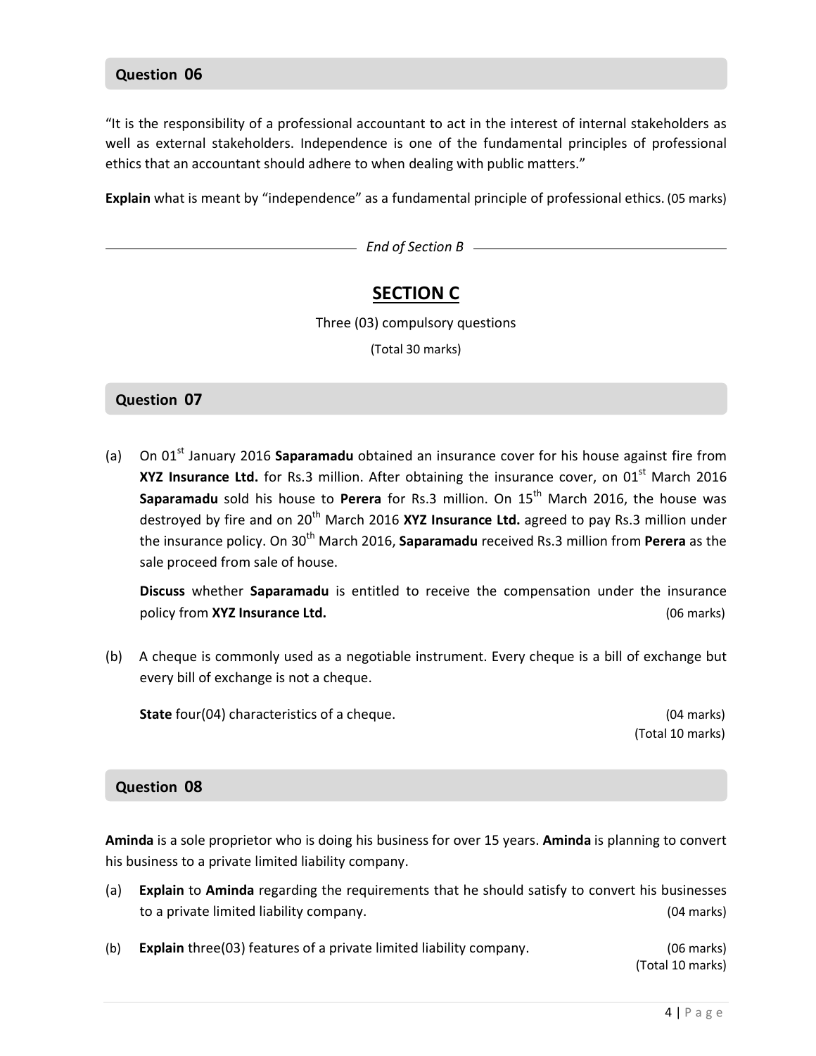## Question 06

"It is the responsibility of a professional accountant to act in the interest of internal stakeholders as well as external stakeholders. Independence is one of the fundamental principles of professional ethics that an accountant should adhere to when dealing with public matters."

**Explain** what is meant by "independence" as a fundamental principle of professional ethics. (05 marks)

*End of Section B*

# SECTION C

Three (03) compulsory questions

(Total 30 marks)

## Question 07

(a) On 01st January 2016 **Saparamadu** obtained an insurance cover for his house against fire from **XYZ Insurance Ltd.** for Rs.3 million. After obtaining the insurance cover, on 01st March 2016 **Saparamadu** sold his house to **Perera** for Rs.3 million. On 15th March 2016, the house was destroyed by fire and on 20th March 2016 **XYZ Insurance Ltd.** agreed to pay Rs.3 million under the insurance policy. On 30th March 2016, **Saparamadu** received Rs.3 million from **Perera** as the sale proceed from sale of house.

**Discuss** whether **Saparamadu** is entitled to receive the compensation under the insurance policy from **XYZ Insurance Ltd.** (06 marks)

(b) A cheque is commonly used as a negotiable instrument. Every cheque is a bill of exchange but every bill of exchange is not a cheque.

**State** four(04) characteristics of a cheque. (04 marks)

(Total 10 marks)

## Question 08

**Aminda** is a sole proprietor who is doing his business for over 15 years. **Aminda** is planning to convert his business to a private limited liability company.

(a) **Explain** to **Aminda** regarding the requirements that he should satisfy to convert his businesses to a private limited liability company. (04 marks)

(b) **Explain** three(03) features of a private limited liability company. (06 marks)

(Total 10 marks)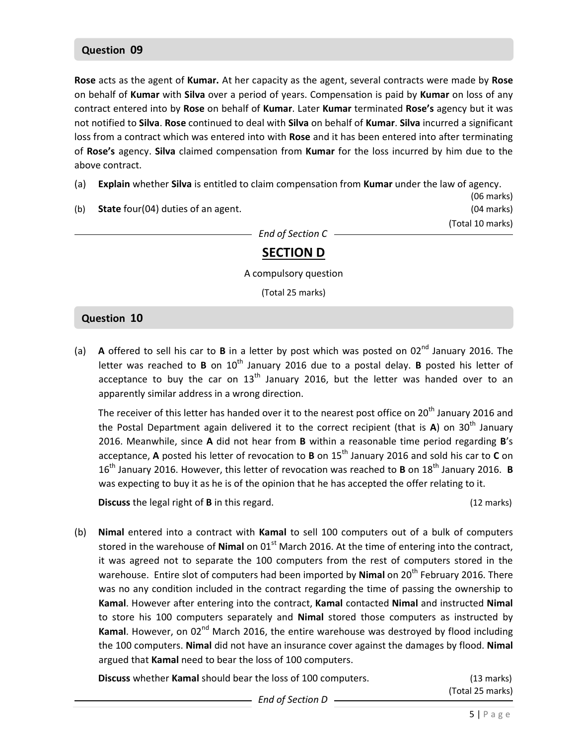### Question 09

**Rose** acts as the agent of **Kumar.** At her capacity as the agent, several contracts were made by **Rose** on behalf of **Kumar** with **Silva** over a period of years. Compensation is paid by **Kumar** on loss of any contract entered into by **Rose** on behalf of **Kumar**. Later **Kumar** terminated **Rose's** agency but it was not notified to **Silva**. **Rose** continued to deal with **Silva** on behalf of **Kumar**. **Silva** incurred a significant loss from a contract which was entered into with **Rose** and it has been entered into after terminating of **Rose's** agency. **Silva** claimed compensation from **Kumar** for the loss incurred by him due to the above contract.

(a) **Explain** whether **Silva** is entitled to claim compensation from **Kumar** under the law of agency. (06 marks)

(b) **State** four(04) duties of an agent. (04 marks)

(Total 10 marks)

*End of Section C*

## SECTION D

A compulsory question

(Total 25 marks)

### Question 10

(a) **A** offered to sell his car to **B** in a letter by post which was posted on 02nd January 2016. The letter was reached to **B** on 10th January 2016 due to a postal delay. **B** posted his letter of acceptance to buy the car on 13th January 2016, but the letter was handed over to an apparently similar address in a wrong direction.

The receiver of this letter has handed over it to the nearest post office on 20th January 2016 and the Postal Department again delivered it to the correct recipient (that is **A**) on 30th January 2016. Meanwhile, since **A** did not hear from **B** within a reasonable time period regarding **B**'s acceptance, **A** posted his letter of revocation to **B** on 15th January 2016 and sold his car to **C** on 16th January 2016. However, this letter of revocation was reached to **B** on 18th January 2016. **B** was expecting to buy it as he is of the opinion that he has accepted the offer relating to it.

**Discuss** the legal right of **B** in this regard. (12 marks)

(b) **Nimal** entered into a contract with **Kamal** to sell 100 computers out of a bulk of computers stored in the warehouse of **Nimal** on 01st March 2016. At the time of entering into the contract, it was agreed not to separate the 100 computers from the rest of computers stored in the warehouse. Entire slot of computers had been imported by **Nimal** on 20th February 2016. There was no any condition included in the contract regarding the time of passing the ownership to **Kamal**. However after entering into the contract, **Kamal** contacted **Nimal** and instructed **Nimal** to store his 100 computers separately and **Nimal** stored those computers as instructed by **Kamal**. However, on 02nd March 2016, the entire warehouse was destroyed by flood including the 100 computers. **Nimal** did not have an insurance cover against the damages by flood. **Nimal** argued that **Kamal** need to bear the loss of 100 computers.

**Discuss** whether **Kamal** should bear the loss of 100 computers. (13 marks)

(Total 25 marks)

*End of Section D*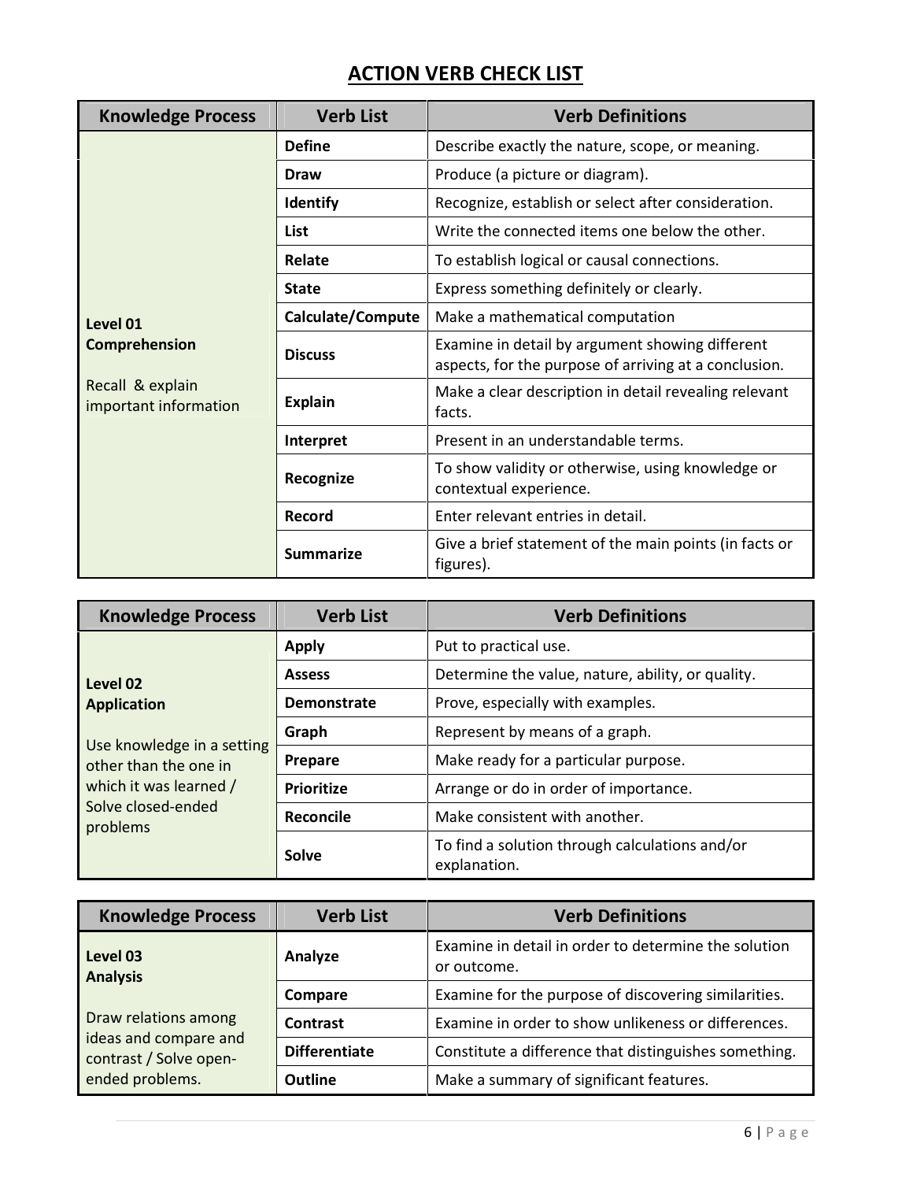# ACTION VERB CHECK LIST

| Knowledge Process | Verb List | Verb Definitions |
|---|---|---|
| **Level 01 Comprehension**<br><br>Recall & explain important information | **Define** | Describe exactly the nature, scope, or meaning. |
| | **Draw** | Produce (a picture or diagram). |
| | **Identify** | Recognize, establish or select after consideration. |
| | **List** | Write the connected items one below the other. |
| | **Relate** | To establish logical or causal connections. |
| | **State** | Express something definitely or clearly. |
| | **Calculate/Compute** | Make a mathematical computation |
| | **Discuss** | Examine in detail by argument showing different aspects, for the purpose of arriving at a conclusion. |
| | **Explain** | Make a clear description in detail revealing relevant facts. |
| | **Interpret** | Present in an understandable terms. |
| | **Recognize** | To show validity or otherwise, using knowledge or contextual experience. |
| | **Record** | Enter relevant entries in detail. |
| | **Summarize** | Give a brief statement of the main points (in facts or figures). |

| Knowledge Process | Verb List | Verb Definitions |
|---|---|---|
| **Level 02 Application**<br><br>Use knowledge in a setting other than the one in which it was learned / Solve closed-ended problems | **Apply** | Put to practical use. |
| | **Assess** | Determine the value, nature, ability, or quality. |
| | **Demonstrate** | Prove, especially with examples. |
| | **Graph** | Represent by means of a graph. |
| | **Prepare** | Make ready for a particular purpose. |
| | **Prioritize** | Arrange or do in order of importance. |
| | **Reconcile** | Make consistent with another. |
| | **Solve** | To find a solution through calculations and/or explanation. |

| Knowledge Process | Verb List | Verb Definitions |
|---|---|---|
| **Level 03 Analysis**<br><br>Draw relations among ideas and compare and contrast / Solve open-ended problems. | **Analyze** | Examine in detail in order to determine the solution or outcome. |
| | **Compare** | Examine for the purpose of discovering similarities. |
| | **Contrast** | Examine in order to show unlikeness or differences. |
| | **Differentiate** | Constitute a difference that distinguishes something. |
| | **Outline** | Make a summary of significant features. |